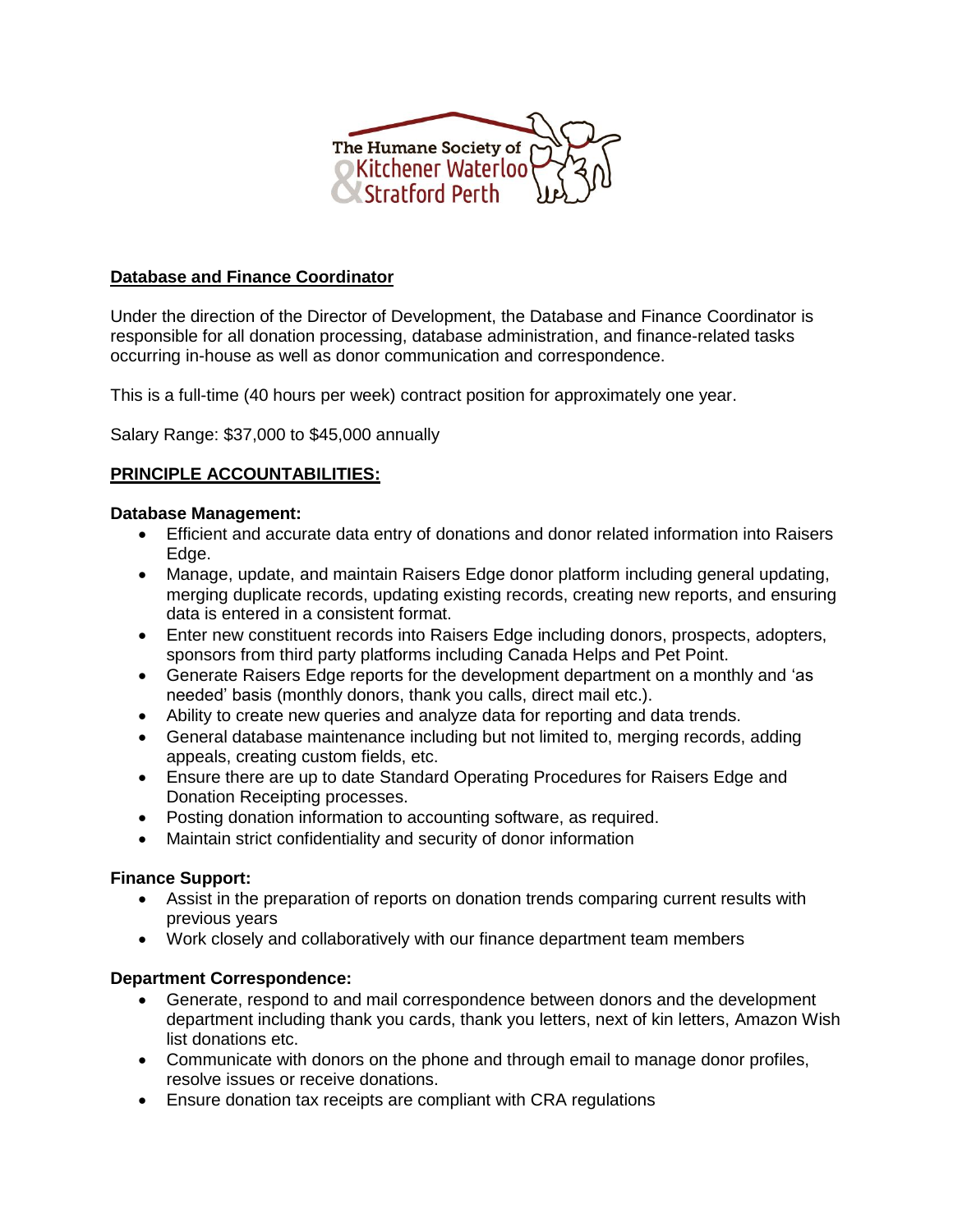The Humane Society of Kitchener Waterloo & Stratford Perth

## Database and Finance Coordinator

Under the direction of the Director of Development, the Database and Finance Coordinator is responsible for all donation processing, database administration, and finance-related tasks occurring in-house as well as donor communication and correspondence.

This is a full-time (40 hours per week) contract position for approximately one year.

Salary Range: $37,000 to $45,000 annually

## PRINCIPLE ACCOUNTABILITIES:

### Database Management:

- Efficient and accurate data entry of donations and donor related information into Raisers Edge.
- Manage, update, and maintain Raisers Edge donor platform including general updating, merging duplicate records, updating existing records, creating new reports, and ensuring data is entered in a consistent format.
- Enter new constituent records into Raisers Edge including donors, prospects, adopters, sponsors from third party platforms including Canada Helps and Pet Point.
- Generate Raisers Edge reports for the development department on a monthly and 'as needed' basis (monthly donors, thank you calls, direct mail etc.).
- Ability to create new queries and analyze data for reporting and data trends.
- General database maintenance including but not limited to, merging records, adding appeals, creating custom fields, etc.
- Ensure there are up to date Standard Operating Procedures for Raisers Edge and Donation Receipting processes.
- Posting donation information to accounting software, as required.
- Maintain strict confidentiality and security of donor information

### Finance Support:

- Assist in the preparation of reports on donation trends comparing current results with previous years
- Work closely and collaboratively with our finance department team members

### Department Correspondence:

- Generate, respond to and mail correspondence between donors and the development department including thank you cards, thank you letters, next of kin letters, Amazon Wish list donations etc.
- Communicate with donors on the phone and through email to manage donor profiles, resolve issues or receive donations.
- Ensure donation tax receipts are compliant with CRA regulations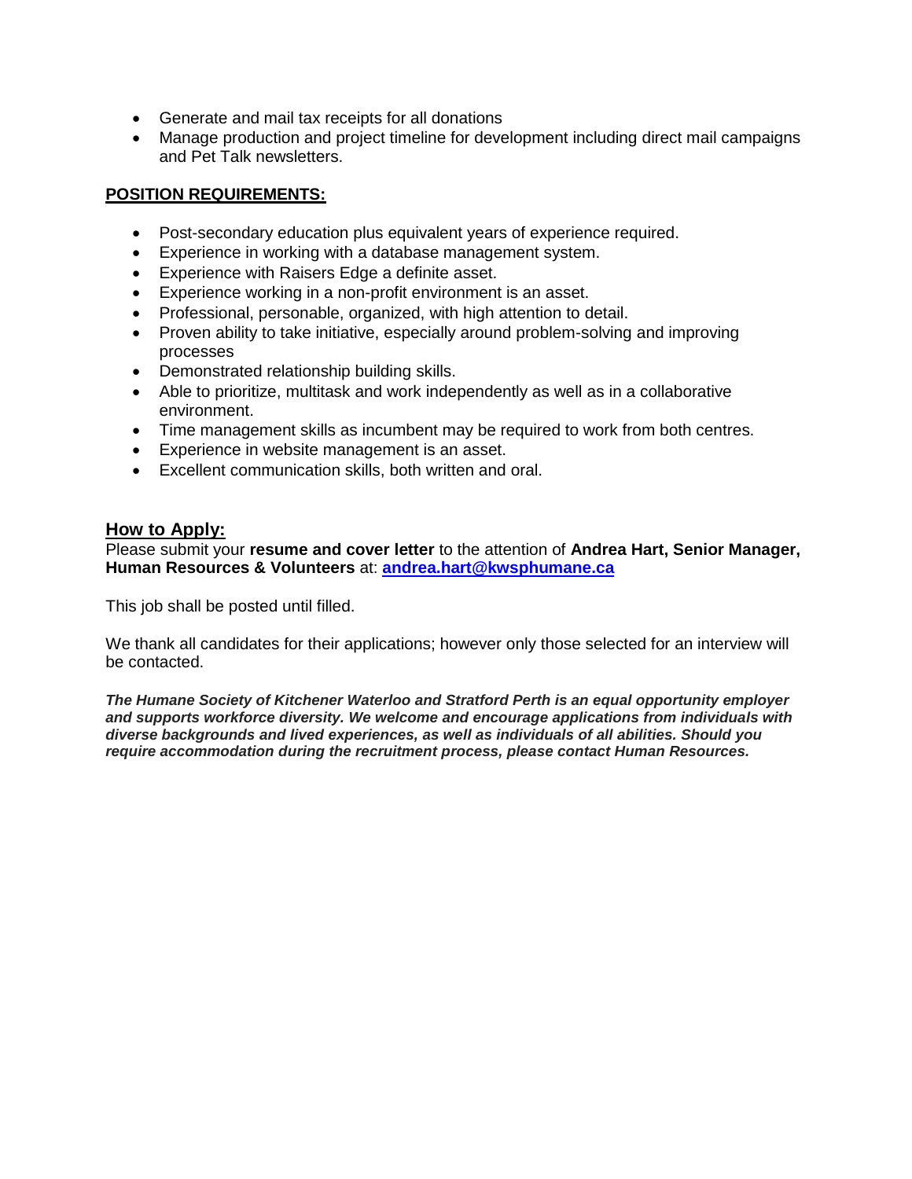- Generate and mail tax receipts for all donations
- Manage production and project timeline for development including direct mail campaigns and Pet Talk newsletters.

**POSITION REQUIREMENTS:**

- Post-secondary education plus equivalent years of experience required.
- Experience in working with a database management system.
- Experience with Raisers Edge a definite asset.
- Experience working in a non-profit environment is an asset.
- Professional, personable, organized, with high attention to detail.
- Proven ability to take initiative, especially around problem-solving and improving processes
- Demonstrated relationship building skills.
- Able to prioritize, multitask and work independently as well as in a collaborative environment.
- Time management skills as incumbent may be required to work from both centres.
- Experience in website management is an asset.
- Excellent communication skills, both written and oral.

## How to Apply:

Please submit your **resume and cover letter** to the attention of **Andrea Hart, Senior Manager, Human Resources & Volunteers** at: **andrea.hart@kwsphumane.ca**

This job shall be posted until filled.

We thank all candidates for their applications; however only those selected for an interview will be contacted.

***The Humane Society of Kitchener Waterloo and Stratford Perth is an equal opportunity employer and supports workforce diversity. We welcome and encourage applications from individuals with diverse backgrounds and lived experiences, as well as individuals of all abilities. Should you require accommodation during the recruitment process, please contact Human Resources.***